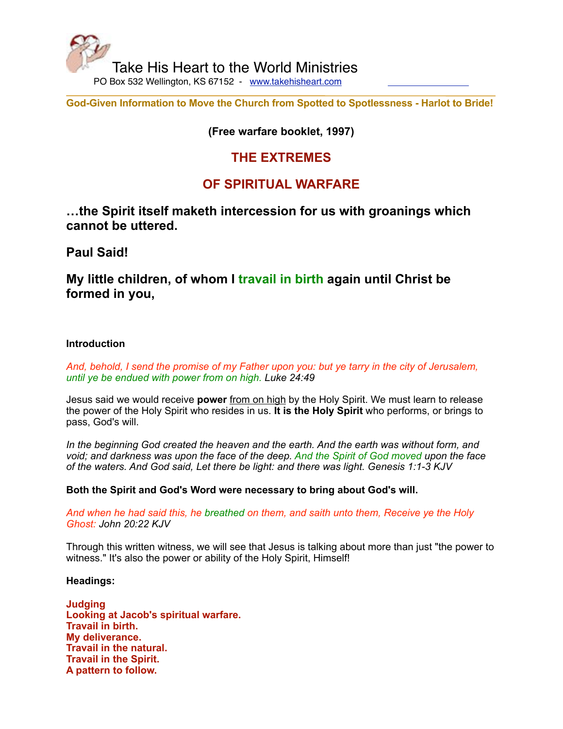Take His Heart to the World Ministries

PO Box 532 Wellington, KS 67152 - www.takehisheart.com

**God-Given Information to Move the Church from Spotted to Spotlessness - Harlot to Bride!**

**(Free warfare booklet, 1997)**

# THE EXTREMES

# OF SPIRITUAL WARFARE

## …the Spirit itself maketh intercession for us with groanings which cannot be uttered.

## Paul Said!

## My little children, of whom I travail in birth again until Christ be formed in you,

**Introduction**

*And, behold, I send the promise of my Father upon you: but ye tarry in the city of Jerusalem, until ye be endued with power from on high.* *Luke 24:49*

Jesus said we would receive **power** from on high by the Holy Spirit. We must learn to release the power of the Holy Spirit who resides in us. **It is the Holy Spirit** who performs, or brings to pass, God's will.

*In the beginning God created the heaven and the earth. And the earth was without form, and void; and darkness was upon the face of the deep. And the Spirit of God moved upon the face of the waters. And God said, Let there be light: and there was light. Genesis 1:1-3 KJV*

**Both the Spirit and God's Word were necessary to bring about God's will.**

*And when he had said this, he breathed on them, and saith unto them, Receive ye the Holy Ghost: John 20:22 KJV*

Through this written witness, we will see that Jesus is talking about more than just "the power to witness." It's also the power or ability of the Holy Spirit, Himself!

**Headings:**

**Judging**
**Looking at Jacob's spiritual warfare.**
**Travail in birth.**
**My deliverance.**
**Travail in the natural.**
**Travail in the Spirit.**
**A pattern to follow.**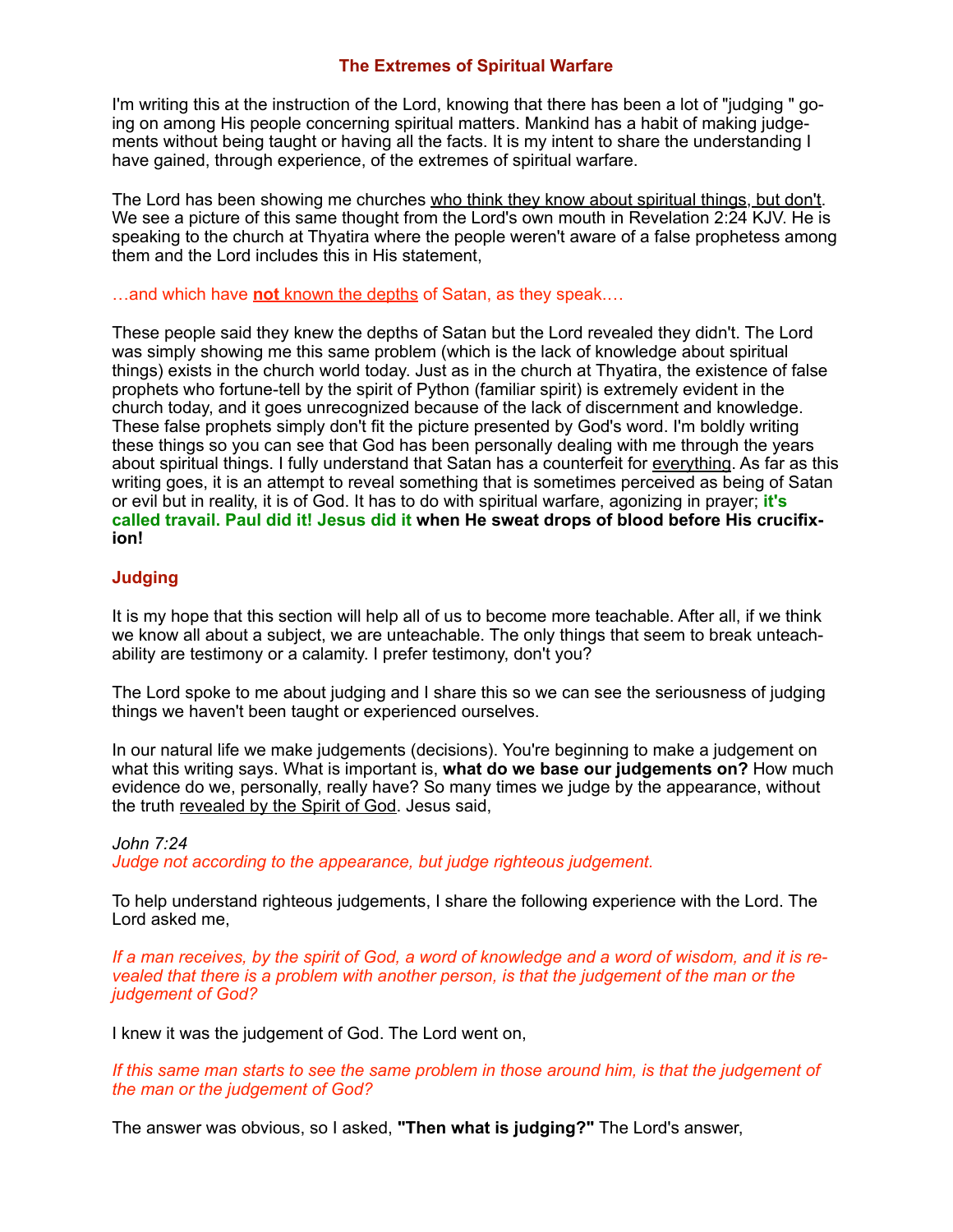## The Extremes of Spiritual Warfare

I'm writing this at the instruction of the Lord, knowing that there has been a lot of "judging " going on among His people concerning spiritual matters. Mankind has a habit of making judgements without being taught or having all the facts. It is my intent to share the understanding I have gained, through experience, of the extremes of spiritual warfare.

The Lord has been showing me churches who think they know about spiritual things, but don't. We see a picture of this same thought from the Lord's own mouth in Revelation 2:24 KJV. He is speaking to the church at Thyatira where the people weren't aware of a false prophetess among them and the Lord includes this in His statement,

…and which have **not** known the depths of Satan, as they speak.…

These people said they knew the depths of Satan but the Lord revealed they didn't. The Lord was simply showing me this same problem (which is the lack of knowledge about spiritual things) exists in the church world today. Just as in the church at Thyatira, the existence of false prophets who fortune-tell by the spirit of Python (familiar spirit) is extremely evident in the church today, and it goes unrecognized because of the lack of discernment and knowledge. These false prophets simply don't fit the picture presented by God's word. I'm boldly writing these things so you can see that God has been personally dealing with me through the years about spiritual things. I fully understand that Satan has a counterfeit for everything. As far as this writing goes, it is an attempt to reveal something that is sometimes perceived as being of Satan or evil but in reality, it is of God. It has to do with spiritual warfare, agonizing in prayer; **it's called travail. Paul did it! Jesus did it when He sweat drops of blood before His crucifixion!**

### Judging

It is my hope that this section will help all of us to become more teachable. After all, if we think we know all about a subject, we are unteachable. The only things that seem to break unteachability are testimony or a calamity. I prefer testimony, don't you?

The Lord spoke to me about judging and I share this so we can see the seriousness of judging things we haven't been taught or experienced ourselves.

In our natural life we make judgements (decisions). You're beginning to make a judgement on what this writing says. What is important is, **what do we base our judgements on?** How much evidence do we, personally, really have? So many times we judge by the appearance, without the truth revealed by the Spirit of God. Jesus said,

*John 7:24*
*Judge not according to the appearance, but judge righteous judgement.*

To help understand righteous judgements, I share the following experience with the Lord. The Lord asked me,

*If a man receives, by the spirit of God, a word of knowledge and a word of wisdom, and it is revealed that there is a problem with another person, is that the judgement of the man or the judgement of God?*

I knew it was the judgement of God. The Lord went on,

*If this same man starts to see the same problem in those around him, is that the judgement of the man or the judgement of God?*

The answer was obvious, so I asked, **"Then what is judging?"** The Lord's answer,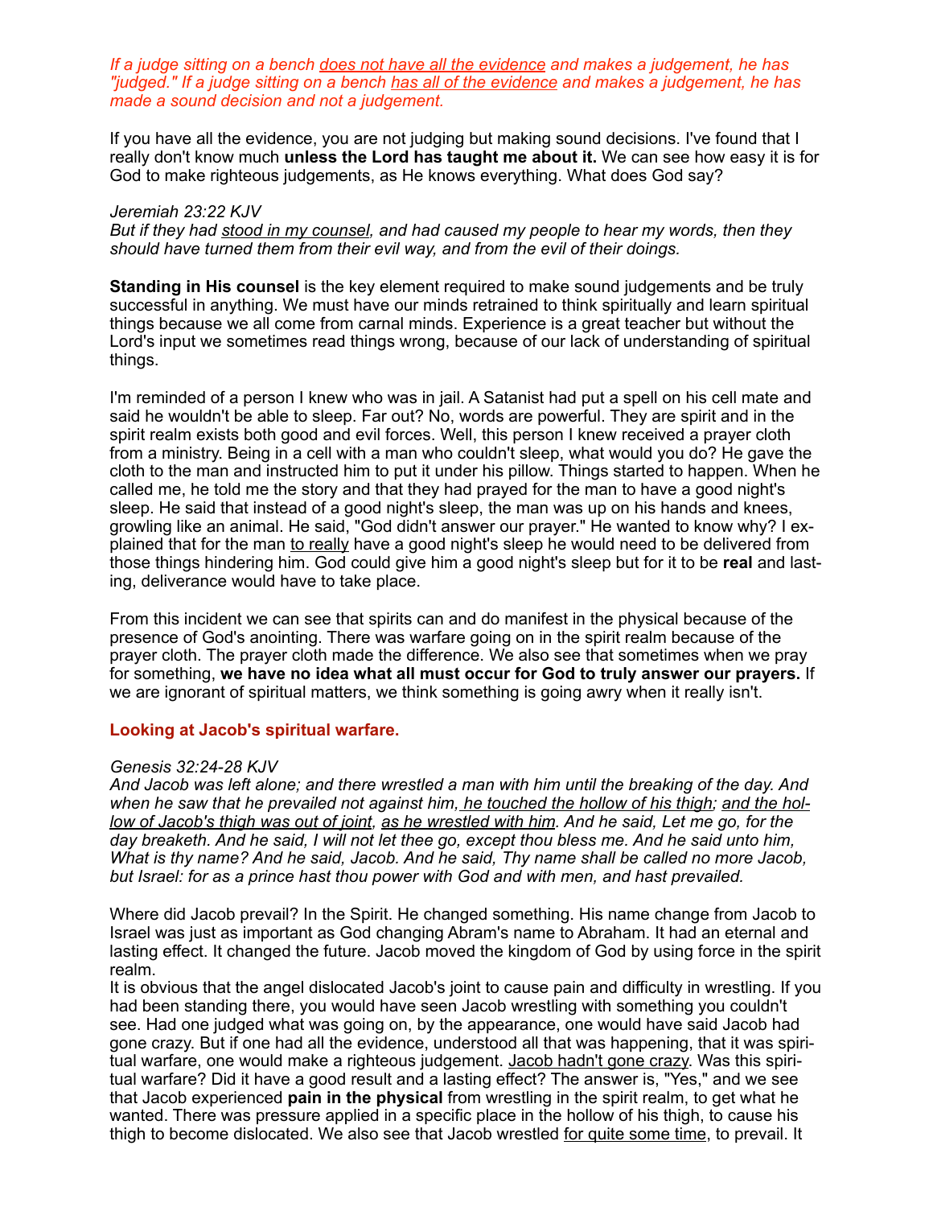*If a judge sitting on a bench <u>does not have all the evidence</u> and makes a judgement, he has "judged." If a judge sitting on a bench <u>has all of the evidence</u> and makes a judgement, he has made a sound decision and not a judgement.*

If you have all the evidence, you are not judging but making sound decisions. I've found that I really don't know much **unless the Lord has taught me about it.** We can see how easy it is for God to make righteous judgements, as He knows everything. What does God say?

*Jeremiah 23:22 KJV*
*But if they had <u>stood in my counsel</u>, and had caused my people to hear my words, then they should have turned them from their evil way, and from the evil of their doings.*

**Standing in His counsel** is the key element required to make sound judgements and be truly successful in anything. We must have our minds retrained to think spiritually and learn spiritual things because we all come from carnal minds. Experience is a great teacher but without the Lord's input we sometimes read things wrong, because of our lack of understanding of spiritual things.

I'm reminded of a person I knew who was in jail. A Satanist had put a spell on his cell mate and said he wouldn't be able to sleep. Far out? No, words are powerful. They are spirit and in the spirit realm exists both good and evil forces. Well, this person I knew received a prayer cloth from a ministry. Being in a cell with a man who couldn't sleep, what would you do? He gave the cloth to the man and instructed him to put it under his pillow. Things started to happen. When he called me, he told me the story and that they had prayed for the man to have a good night's sleep. He said that instead of a good night's sleep, the man was up on his hands and knees, growling like an animal. He said, "God didn't answer our prayer." He wanted to know why? I explained that for the man <u>to really</u> have a good night's sleep he would need to be delivered from those things hindering him. God could give him a good night's sleep but for it to be **real** and lasting, deliverance would have to take place.

From this incident we can see that spirits can and do manifest in the physical because of the presence of God's anointing. There was warfare going on in the spirit realm because of the prayer cloth. The prayer cloth made the difference. We also see that sometimes when we pray for something, **we have no idea what all must occur for God to truly answer our prayers.** If we are ignorant of spiritual matters, we think something is going awry when it really isn't.

## Looking at Jacob's spiritual warfare.

*Genesis 32:24-28 KJV*
*And Jacob was left alone; and there wrestled a man with him until the breaking of the day. And when he saw that he prevailed not against him, <u>he touched the hollow of his thigh</u>; <u>and the hollow of Jacob's thigh was out of joint</u>, <u>as he wrestled with him</u>. And he said, Let me go, for the day breaketh. And he said, I will not let thee go, except thou bless me. And he said unto him, What is thy name? And he said, Jacob. And he said, Thy name shall be called no more Jacob, but Israel: for as a prince hast thou power with God and with men, and hast prevailed.*

Where did Jacob prevail? In the Spirit. He changed something. His name change from Jacob to Israel was just as important as God changing Abram's name to Abraham. It had an eternal and lasting effect. It changed the future. Jacob moved the kingdom of God by using force in the spirit realm.

It is obvious that the angel dislocated Jacob's joint to cause pain and difficulty in wrestling. If you had been standing there, you would have seen Jacob wrestling with something you couldn't see. Had one judged what was going on, by the appearance, one would have said Jacob had gone crazy. But if one had all the evidence, understood all that was happening, that it was spiritual warfare, one would make a righteous judgement. <u>Jacob hadn't gone crazy</u>. Was this spiritual warfare? Did it have a good result and a lasting effect? The answer is, "Yes," and we see that Jacob experienced **pain in the physical** from wrestling in the spirit realm, to get what he wanted. There was pressure applied in a specific place in the hollow of his thigh, to cause his thigh to become dislocated. We also see that Jacob wrestled <u>for quite some time</u>, to prevail. It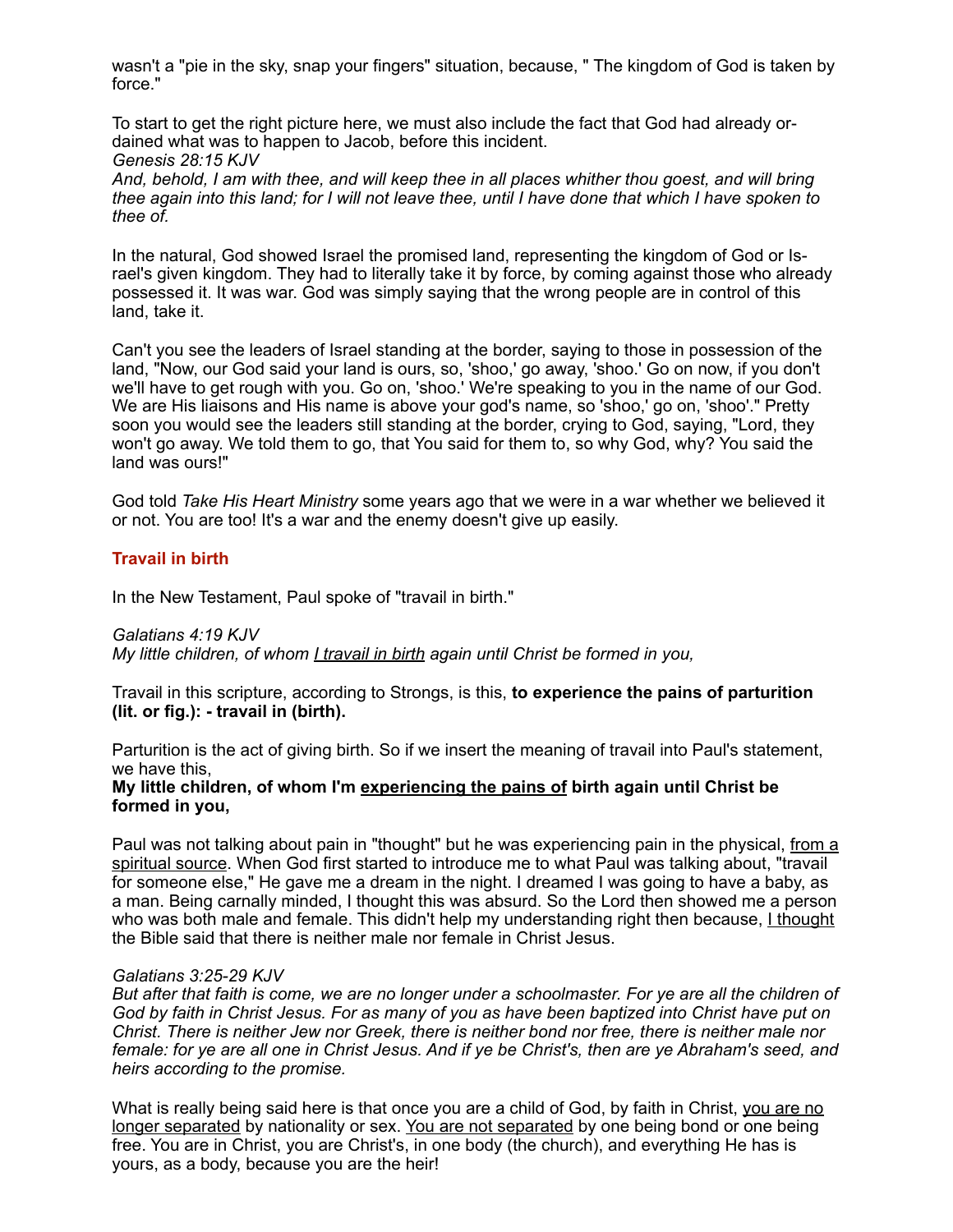wasn't a "pie in the sky, snap your fingers" situation, because, " The kingdom of God is taken by force."

To start to get the right picture here, we must also include the fact that God had already ordained what was to happen to Jacob, before this incident.
*Genesis 28:15 KJV*
*And, behold, I am with thee, and will keep thee in all places whither thou goest, and will bring thee again into this land; for I will not leave thee, until I have done that which I have spoken to thee of.*

In the natural, God showed Israel the promised land, representing the kingdom of God or Israel's given kingdom. They had to literally take it by force, by coming against those who already possessed it. It was war. God was simply saying that the wrong people are in control of this land, take it.

Can't you see the leaders of Israel standing at the border, saying to those in possession of the land, "Now, our God said your land is ours, so, 'shoo,' go away, 'shoo.' Go on now, if you don't we'll have to get rough with you. Go on, 'shoo.' We're speaking to you in the name of our God. We are His liaisons and His name is above your god's name, so 'shoo,' go on, 'shoo'." Pretty soon you would see the leaders still standing at the border, crying to God, saying, "Lord, they won't go away. We told them to go, that You said for them to, so why God, why? You said the land was ours!"

God told *Take His Heart Ministry* some years ago that we were in a war whether we believed it or not. You are too! It's a war and the enemy doesn't give up easily.

### Travail in birth

In the New Testament, Paul spoke of "travail in birth."

*Galatians 4:19 KJV*
*My little children, of whom <u>I travail in birth</u> again until Christ be formed in you,*

Travail in this scripture, according to Strongs, is this, **to experience the pains of parturition (lit. or fig.): - travail in (birth).**

Parturition is the act of giving birth. So if we insert the meaning of travail into Paul's statement, we have this,
**My little children, of whom I'm <u>experiencing the pains of</u> birth again until Christ be formed in you,**

Paul was not talking about pain in "thought" but he was experiencing pain in the physical, <u>from a spiritual source</u>. When God first started to introduce me to what Paul was talking about, "travail for someone else," He gave me a dream in the night. I dreamed I was going to have a baby, as a man. Being carnally minded, I thought this was absurd. So the Lord then showed me a person who was both male and female. This didn't help my understanding right then because, <u>I thought</u> the Bible said that there is neither male nor female in Christ Jesus.

*Galatians 3:25-29 KJV*
*But after that faith is come, we are no longer under a schoolmaster. For ye are all the children of God by faith in Christ Jesus. For as many of you as have been baptized into Christ have put on Christ. There is neither Jew nor Greek, there is neither bond nor free, there is neither male nor female: for ye are all one in Christ Jesus. And if ye be Christ's, then are ye Abraham's seed, and heirs according to the promise.*

What is really being said here is that once you are a child of God, by faith in Christ, <u>you are no longer separated</u> by nationality or sex. <u>You are not separated</u> by one being bond or one being free. You are in Christ, you are Christ's, in one body (the church), and everything He has is yours, as a body, because you are the heir!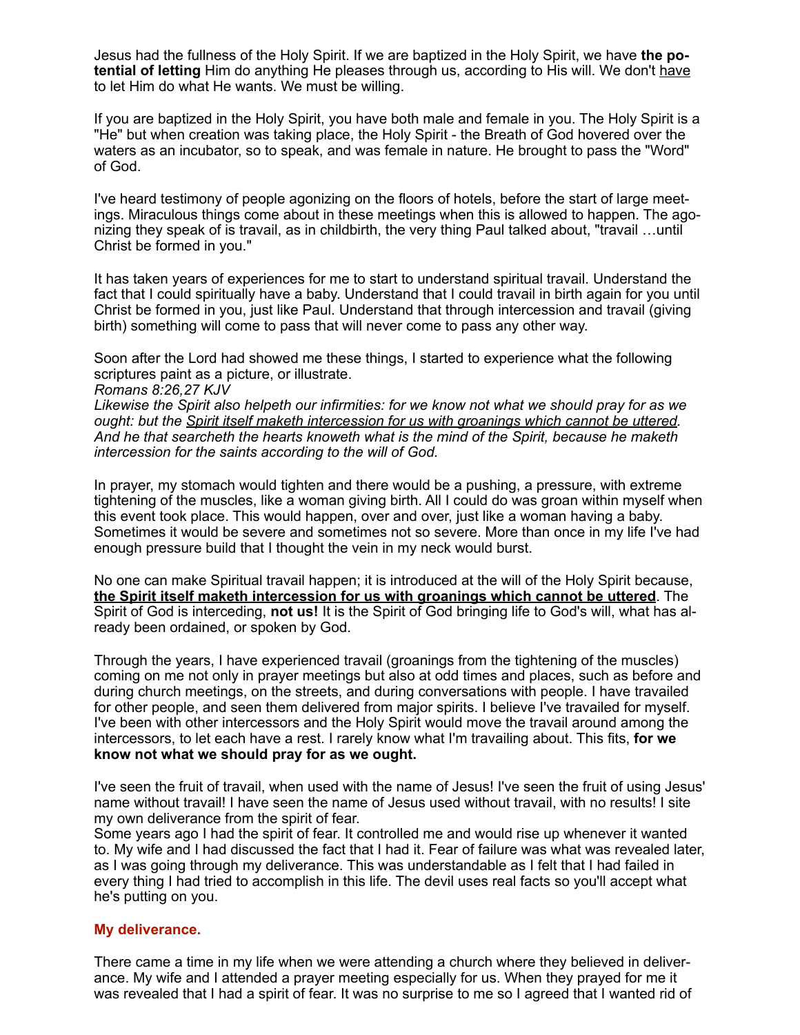Jesus had the fullness of the Holy Spirit. If we are baptized in the Holy Spirit, we have **the potential of letting** Him do anything He pleases through us, according to His will. We don't <u>have</u> to let Him do what He wants. We must be willing.

If you are baptized in the Holy Spirit, you have both male and female in you. The Holy Spirit is a "He" but when creation was taking place, the Holy Spirit - the Breath of God hovered over the waters as an incubator, so to speak, and was female in nature. He brought to pass the "Word" of God.

I've heard testimony of people agonizing on the floors of hotels, before the start of large meetings. Miraculous things come about in these meetings when this is allowed to happen. The agonizing they speak of is travail, as in childbirth, the very thing Paul talked about, "travail …until Christ be formed in you."

It has taken years of experiences for me to start to understand spiritual travail. Understand the fact that I could spiritually have a baby. Understand that I could travail in birth again for you until Christ be formed in you, just like Paul. Understand that through intercession and travail (giving birth) something will come to pass that will never come to pass any other way.

Soon after the Lord had showed me these things, I started to experience what the following scriptures paint as a picture, or illustrate.
*Romans 8:26,27 KJV*
*Likewise the Spirit also helpeth our infirmities: for we know not what we should pray for as we ought: but the <u>Spirit itself maketh intercession for us with groanings which cannot be uttered</u>. And he that searcheth the hearts knoweth what is the mind of the Spirit, because he maketh intercession for the saints according to the will of God.*

In prayer, my stomach would tighten and there would be a pushing, a pressure, with extreme tightening of the muscles, like a woman giving birth. All I could do was groan within myself when this event took place. This would happen, over and over, just like a woman having a baby. Sometimes it would be severe and sometimes not so severe. More than once in my life I've had enough pressure build that I thought the vein in my neck would burst.

No one can make Spiritual travail happen; it is introduced at the will of the Holy Spirit because, **<u>the Spirit itself maketh intercession for us with groanings which cannot be uttered</u>**. The Spirit of God is interceding, **not us!** It is the Spirit of God bringing life to God's will, what has already been ordained, or spoken by God.

Through the years, I have experienced travail (groanings from the tightening of the muscles) coming on me not only in prayer meetings but also at odd times and places, such as before and during church meetings, on the streets, and during conversations with people. I have travailed for other people, and seen them delivered from major spirits. I believe I've travailed for myself. I've been with other intercessors and the Holy Spirit would move the travail around among the intercessors, to let each have a rest. I rarely know what I'm travailing about. This fits, **for we know not what we should pray for as we ought.**

I've seen the fruit of travail, when used with the name of Jesus! I've seen the fruit of using Jesus' name without travail! I have seen the name of Jesus used without travail, with no results! I site my own deliverance from the spirit of fear.
Some years ago I had the spirit of fear. It controlled me and would rise up whenever it wanted to. My wife and I had discussed the fact that I had it. Fear of failure was what was revealed later, as I was going through my deliverance. This was understandable as I felt that I had failed in every thing I had tried to accomplish in this life. The devil uses real facts so you'll accept what he's putting on you.

## My deliverance.

There came a time in my life when we were attending a church where they believed in deliverance. My wife and I attended a prayer meeting especially for us. When they prayed for me it was revealed that I had a spirit of fear. It was no surprise to me so I agreed that I wanted rid of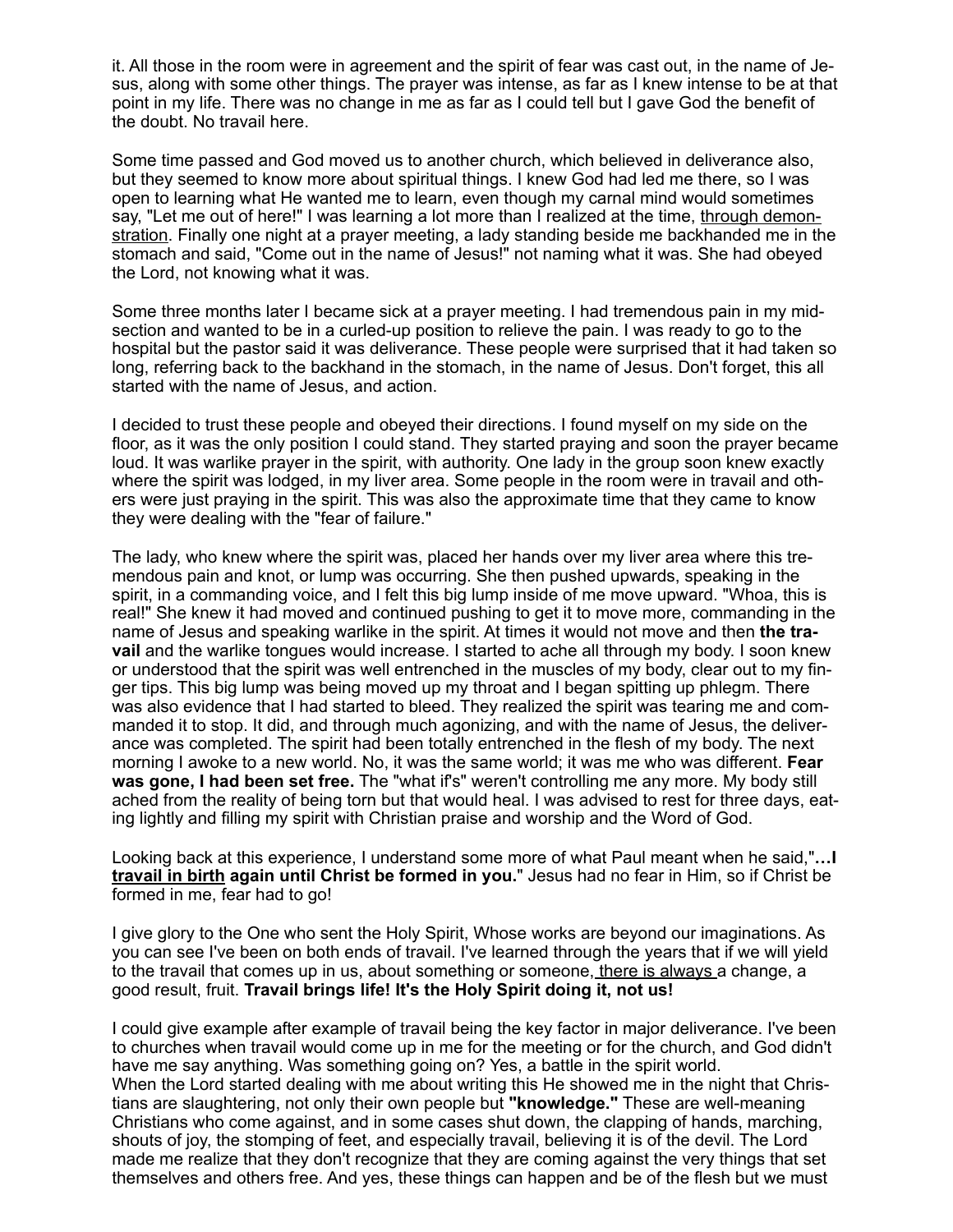it. All those in the room were in agreement and the spirit of fear was cast out, in the name of Jesus, along with some other things. The prayer was intense, as far as I knew intense to be at that point in my life. There was no change in me as far as I could tell but I gave God the benefit of the doubt. No travail here.

Some time passed and God moved us to another church, which believed in deliverance also, but they seemed to know more about spiritual things. I knew God had led me there, so I was open to learning what He wanted me to learn, even though my carnal mind would sometimes say, "Let me out of here!" I was learning a lot more than I realized at the time, <u>through demonstration</u>. Finally one night at a prayer meeting, a lady standing beside me backhanded me in the stomach and said, "Come out in the name of Jesus!" not naming what it was. She had obeyed the Lord, not knowing what it was.

Some three months later I became sick at a prayer meeting. I had tremendous pain in my midsection and wanted to be in a curled-up position to relieve the pain. I was ready to go to the hospital but the pastor said it was deliverance. These people were surprised that it had taken so long, referring back to the backhand in the stomach, in the name of Jesus. Don't forget, this all started with the name of Jesus, and action.

I decided to trust these people and obeyed their directions. I found myself on my side on the floor, as it was the only position I could stand. They started praying and soon the prayer became loud. It was warlike prayer in the spirit, with authority. One lady in the group soon knew exactly where the spirit was lodged, in my liver area. Some people in the room were in travail and others were just praying in the spirit. This was also the approximate time that they came to know they were dealing with the "fear of failure."

The lady, who knew where the spirit was, placed her hands over my liver area where this tremendous pain and knot, or lump was occurring. She then pushed upwards, speaking in the spirit, in a commanding voice, and I felt this big lump inside of me move upward. "Whoa, this is real!" She knew it had moved and continued pushing to get it to move more, commanding in the name of Jesus and speaking warlike in the spirit. At times it would not move and then **the travail** and the warlike tongues would increase. I started to ache all through my body. I soon knew or understood that the spirit was well entrenched in the muscles of my body, clear out to my finger tips. This big lump was being moved up my throat and I began spitting up phlegm. There was also evidence that I had started to bleed. They realized the spirit was tearing me and commanded it to stop. It did, and through much agonizing, and with the name of Jesus, the deliverance was completed. The spirit had been totally entrenched in the flesh of my body. The next morning I awoke to a new world. No, it was the same world; it was me who was different. **Fear was gone, I had been set free.** The "what if's" weren't controlling me any more. My body still ached from the reality of being torn but that would heal. I was advised to rest for three days, eating lightly and filling my spirit with Christian praise and worship and the Word of God.

Looking back at this experience, I understand some more of what Paul meant when he said,"**…I <u>travail in birth</u> again until Christ be formed in you.**" Jesus had no fear in Him, so if Christ be formed in me, fear had to go!

I give glory to the One who sent the Holy Spirit, Whose works are beyond our imaginations. As you can see I've been on both ends of travail. I've learned through the years that if we will yield to the travail that comes up in us, about something or someone, <u>there is always</u> a change, a good result, fruit. **Travail brings life! It's the Holy Spirit doing it, not us!**

I could give example after example of travail being the key factor in major deliverance. I've been to churches when travail would come up in me for the meeting or for the church, and God didn't have me say anything. Was something going on? Yes, a battle in the spirit world.
When the Lord started dealing with me about writing this He showed me in the night that Christians are slaughtering, not only their own people but **"knowledge."** These are well-meaning Christians who come against, and in some cases shut down, the clapping of hands, marching, shouts of joy, the stomping of feet, and especially travail, believing it is of the devil. The Lord made me realize that they don't recognize that they are coming against the very things that set themselves and others free. And yes, these things can happen and be of the flesh but we must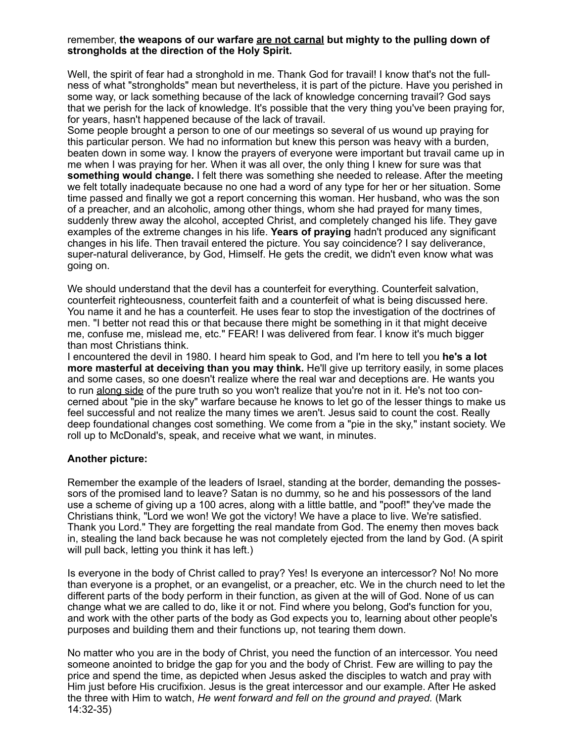remember, **the weapons of our warfare <u>are not carnal</u> but mighty to the pulling down of strongholds at the direction of the Holy Spirit.**

Well, the spirit of fear had a stronghold in me. Thank God for travail! I know that's not the fullness of what "strongholds" mean but nevertheless, it is part of the picture. Have you perished in some way, or lack something because of the lack of knowledge concerning travail? God says that we perish for the lack of knowledge. It's possible that the very thing you've been praying for, for years, hasn't happened because of the lack of travail.

Some people brought a person to one of our meetings so several of us wound up praying for this particular person. We had no information but knew this person was heavy with a burden, beaten down in some way. I know the prayers of everyone were important but travail came up in me when I was praying for her. When it was all over, the only thing I knew for sure was that **something would change.** I felt there was something she needed to release. After the meeting we felt totally inadequate because no one had a word of any type for her or her situation. Some time passed and finally we got a report concerning this woman. Her husband, who was the son of a preacher, and an alcoholic, among other things, whom she had prayed for many times, suddenly threw away the alcohol, accepted Christ, and completely changed his life. They gave examples of the extreme changes in his life. **Years of praying** hadn't produced any significant changes in his life. Then travail entered the picture. You say coincidence? I say deliverance, super-natural deliverance, by God, Himself. He gets the credit, we didn't even know what was going on.

We should understand that the devil has a counterfeit for everything. Counterfeit salvation, counterfeit righteousness, counterfeit faith and a counterfeit of what is being discussed here. You name it and he has a counterfeit. He uses fear to stop the investigation of the doctrines of men. "I better not read this or that because there might be something in it that might deceive me, confuse me, mislead me, etc." FEAR! I was delivered from fear. I know it's much bigger than most Christians think.

I encountered the devil in 1980. I heard him speak to God, and I'm here to tell you **he's a lot more masterful at deceiving than you may think.** He'll give up territory easily, in some places and some cases, so one doesn't realize where the real war and deceptions are. He wants you to run <u>along side</u> of the pure truth so you won't realize that you're not in it. He's not too concerned about "pie in the sky" warfare because he knows to let go of the lesser things to make us feel successful and not realize the many times we aren't. Jesus said to count the cost. Really deep foundational changes cost something. We come from a "pie in the sky," instant society. We roll up to McDonald's, speak, and receive what we want, in minutes.

**Another picture:**

Remember the example of the leaders of Israel, standing at the border, demanding the possessors of the promised land to leave? Satan is no dummy, so he and his possessors of the land use a scheme of giving up a 100 acres, along with a little battle, and "poof!" they've made the Christians think, "Lord we won! We got the victory! We have a place to live. We're satisfied. Thank you Lord." They are forgetting the real mandate from God. The enemy then moves back in, stealing the land back because he was not completely ejected from the land by God. (A spirit will pull back, letting you think it has left.)

Is everyone in the body of Christ called to pray? Yes! Is everyone an intercessor? No! No more than everyone is a prophet, or an evangelist, or a preacher, etc. We in the church need to let the different parts of the body perform in their function, as given at the will of God. None of us can change what we are called to do, like it or not. Find where you belong, God's function for you, and work with the other parts of the body as God expects you to, learning about other people's purposes and building them and their functions up, not tearing them down.

No matter who you are in the body of Christ, you need the function of an intercessor. You need someone anointed to bridge the gap for you and the body of Christ. Few are willing to pay the price and spend the time, as depicted when Jesus asked the disciples to watch and pray with Him just before His crucifixion. Jesus is the great intercessor and our example. After He asked the three with Him to watch, *He went forward and fell on the ground and prayed.* (Mark 14:32-35)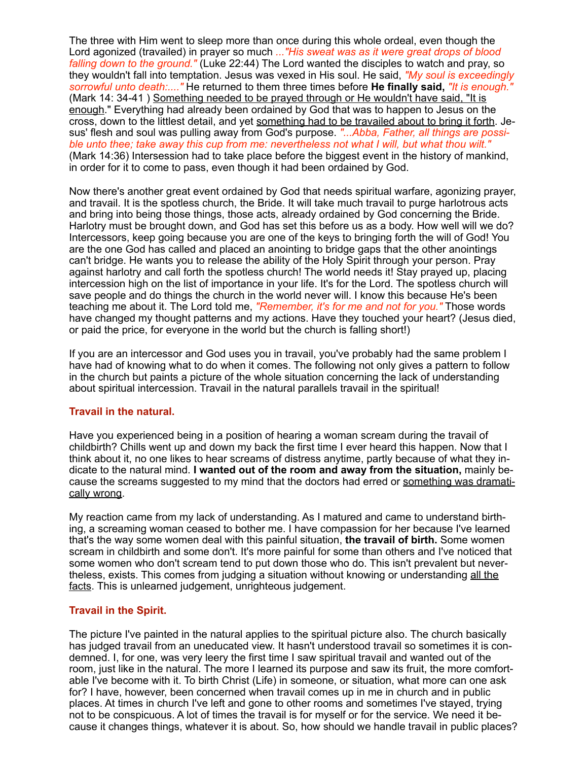The three with Him went to sleep more than once during this whole ordeal, even though the Lord agonized (travailed) in prayer so much *..."His sweat was as it were great drops of blood falling down to the ground."* (Luke 22:44) The Lord wanted the disciples to watch and pray, so they wouldn't fall into temptation. Jesus was vexed in His soul. He said, *"My soul is exceedingly sorrowful unto death:...."* He returned to them three times before **He finally said,** *"It is enough."* (Mark 14: 34-41 ) <u>Something needed to be prayed through or He wouldn't have said, "It is enough</u>." Everything had already been ordained by God that was to happen to Jesus on the cross, down to the littlest detail, and yet <u>something had to be travailed about to bring it forth</u>. Jesus' flesh and soul was pulling away from God's purpose. *"...Abba, Father, all things are possible unto thee; take away this cup from me: nevertheless not what I will, but what thou wilt."* (Mark 14:36) Intersession had to take place before the biggest event in the history of mankind, in order for it to come to pass, even though it had been ordained by God.

Now there's another great event ordained by God that needs spiritual warfare, agonizing prayer, and travail. It is the spotless church, the Bride. It will take much travail to purge harlotrous acts and bring into being those things, those acts, already ordained by God concerning the Bride. Harlotry must be brought down, and God has set this before us as a body. How well will we do? Intercessors, keep going because you are one of the keys to bringing forth the will of God! You are the one God has called and placed an anointing to bridge gaps that the other anointings can't bridge. He wants you to release the ability of the Holy Spirit through your person. Pray against harlotry and call forth the spotless church! The world needs it! Stay prayed up, placing intercession high on the list of importance in your life. It's for the Lord. The spotless church will save people and do things the church in the world never will. I know this because He's been teaching me about it. The Lord told me, *"Remember, it's for me and not for you."* Those words have changed my thought patterns and my actions. Have they touched your heart? (Jesus died, or paid the price, for everyone in the world but the church is falling short!)

If you are an intercessor and God uses you in travail, you've probably had the same problem I have had of knowing what to do when it comes. The following not only gives a pattern to follow in the church but paints a picture of the whole situation concerning the lack of understanding about spiritual intercession. Travail in the natural parallels travail in the spiritual!

### Travail in the natural.

Have you experienced being in a position of hearing a woman scream during the travail of childbirth? Chills went up and down my back the first time I ever heard this happen. Now that I think about it, no one likes to hear screams of distress anytime, partly because of what they indicate to the natural mind. **I wanted out of the room and away from the situation,** mainly because the screams suggested to my mind that the doctors had erred or <u>something was dramatically wrong</u>.

My reaction came from my lack of understanding. As I matured and came to understand birthing, a screaming woman ceased to bother me. I have compassion for her because I've learned that's the way some women deal with this painful situation, **the travail of birth.** Some women scream in childbirth and some don't. It's more painful for some than others and I've noticed that some women who don't scream tend to put down those who do. This isn't prevalent but nevertheless, exists. This comes from judging a situation without knowing or understanding <u>all the facts</u>. This is unlearned judgement, unrighteous judgement.

### Travail in the Spirit.

The picture I've painted in the natural applies to the spiritual picture also. The church basically has judged travail from an uneducated view. It hasn't understood travail so sometimes it is condemned. I, for one, was very leery the first time I saw spiritual travail and wanted out of the room, just like in the natural. The more I learned its purpose and saw its fruit, the more comfortable I've become with it. To birth Christ (Life) in someone, or situation, what more can one ask for? I have, however, been concerned when travail comes up in me in church and in public places. At times in church I've left and gone to other rooms and sometimes I've stayed, trying not to be conspicuous. A lot of times the travail is for myself or for the service. We need it because it changes things, whatever it is about. So, how should we handle travail in public places?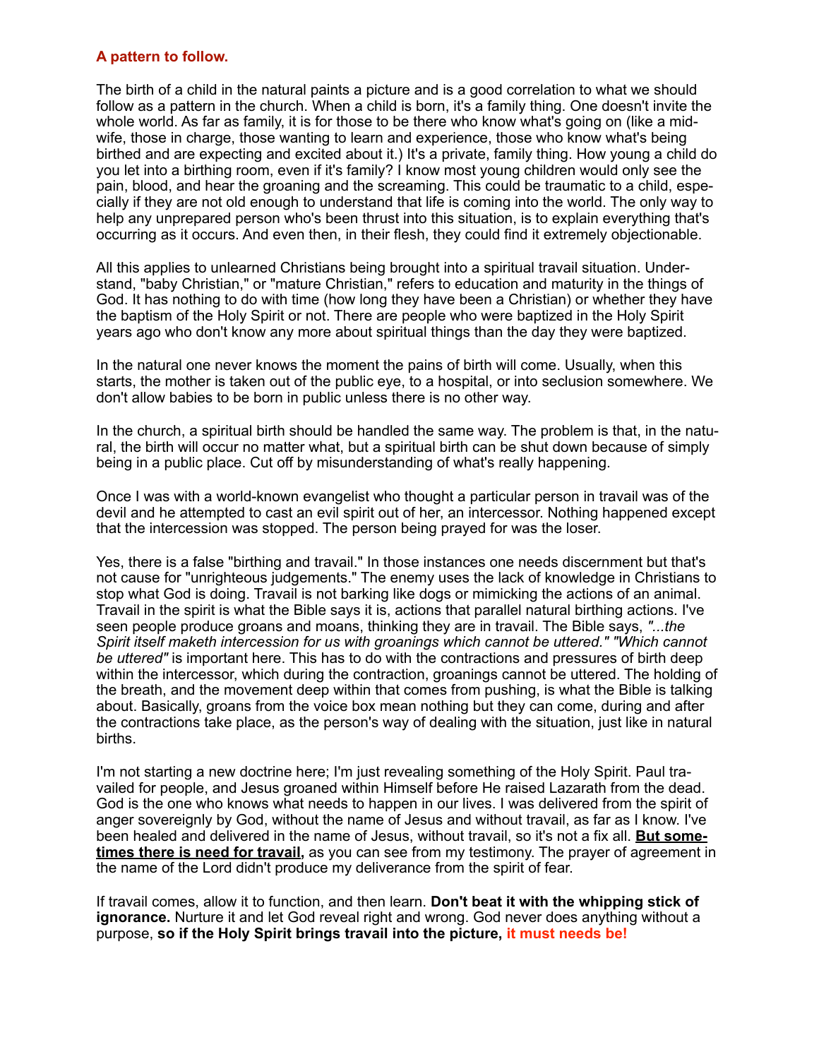## A pattern to follow.

The birth of a child in the natural paints a picture and is a good correlation to what we should follow as a pattern in the church. When a child is born, it's a family thing. One doesn't invite the whole world. As far as family, it is for those to be there who know what's going on (like a midwife, those in charge, those wanting to learn and experience, those who know what's being birthed and are expecting and excited about it.) It's a private, family thing. How young a child do you let into a birthing room, even if it's family? I know most young children would only see the pain, blood, and hear the groaning and the screaming. This could be traumatic to a child, especially if they are not old enough to understand that life is coming into the world. The only way to help any unprepared person who's been thrust into this situation, is to explain everything that's occurring as it occurs. And even then, in their flesh, they could find it extremely objectionable.

All this applies to unlearned Christians being brought into a spiritual travail situation. Understand, "baby Christian," or "mature Christian," refers to education and maturity in the things of God. It has nothing to do with time (how long they have been a Christian) or whether they have the baptism of the Holy Spirit or not. There are people who were baptized in the Holy Spirit years ago who don't know any more about spiritual things than the day they were baptized.

In the natural one never knows the moment the pains of birth will come. Usually, when this starts, the mother is taken out of the public eye, to a hospital, or into seclusion somewhere. We don't allow babies to be born in public unless there is no other way.

In the church, a spiritual birth should be handled the same way. The problem is that, in the natural, the birth will occur no matter what, but a spiritual birth can be shut down because of simply being in a public place. Cut off by misunderstanding of what's really happening.

Once I was with a world-known evangelist who thought a particular person in travail was of the devil and he attempted to cast an evil spirit out of her, an intercessor. Nothing happened except that the intercession was stopped. The person being prayed for was the loser.

Yes, there is a false "birthing and travail." In those instances one needs discernment but that's not cause for "unrighteous judgements." The enemy uses the lack of knowledge in Christians to stop what God is doing. Travail is not barking like dogs or mimicking the actions of an animal. Travail in the spirit is what the Bible says it is, actions that parallel natural birthing actions. I've seen people produce groans and moans, thinking they are in travail. The Bible says, *"...the Spirit itself maketh intercession for us with groanings which cannot be uttered." "Which cannot be uttered"* is important here. This has to do with the contractions and pressures of birth deep within the intercessor, which during the contraction, groanings cannot be uttered. The holding of the breath, and the movement deep within that comes from pushing, is what the Bible is talking about. Basically, groans from the voice box mean nothing but they can come, during and after the contractions take place, as the person's way of dealing with the situation, just like in natural births.

I'm not starting a new doctrine here; I'm just revealing something of the Holy Spirit. Paul travailed for people, and Jesus groaned within Himself before He raised Lazarath from the dead. God is the one who knows what needs to happen in our lives. I was delivered from the spirit of anger sovereignly by God, without the name of Jesus and without travail, as far as I know. I've been healed and delivered in the name of Jesus, without travail, so it's not a fix all. **<u>But sometimes there is need for travail</u>,** as you can see from my testimony. The prayer of agreement in the name of the Lord didn't produce my deliverance from the spirit of fear.

If travail comes, allow it to function, and then learn. **Don't beat it with the whipping stick of ignorance.** Nurture it and let God reveal right and wrong. God never does anything without a purpose, **so if the Holy Spirit brings travail into the picture, it must needs be!**